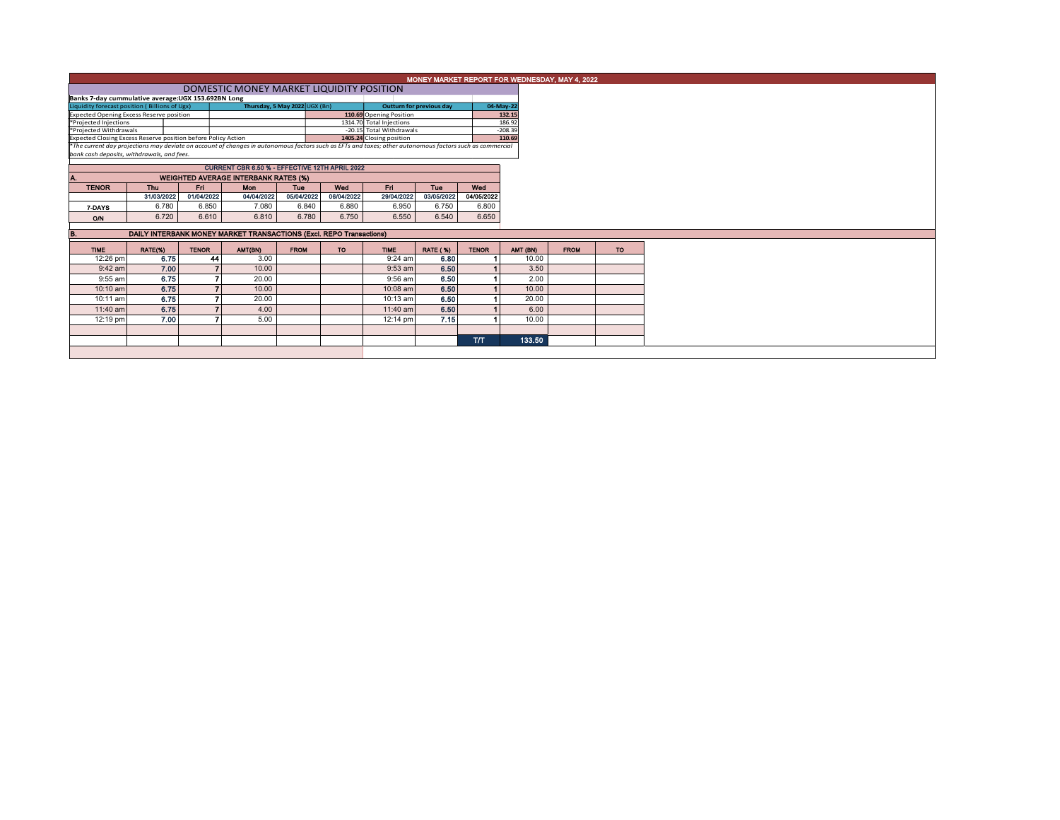# MONEY MARKET REPORT FOR WEDNESDAY, MAY 4, 2022

## DOMESTIC MONEY MARKET LIQUIDITY POSITION

**Banks 7-day cummulative average:UGX 153.692BN Long**

| Liquidity forecast position ( Billions of Ugx) | Thursday, 5 May 2022 UGX (Bn) | Outturn for previous day | 04-May-22 |
|---|---|---|---|
| Expected Opening Excess Reserve position | 110.69 | Opening Position | 132.15 |
| *Projected Injections | 1314.70 | Total Injections | 186.92 |
| *Projected Withdrawals | -20.15 | Total Withdrawals | -208.39 |
| Expected Closing Excess Reserve position before Policy Action | 1405.24 | Closing position | 110.69 |

*The current day projections may deviate on account of changes in autonomous factors such as EFTs and taxes; other autonomous factors such as commercial bank cash deposits, withdrawals, and fees.*

**CURRENT CBR 6.50 % - EFFECTIVE 12TH APRIL 2022**

### A. WEIGHTED AVERAGE INTERBANK RATES (%)

| TENOR | Thu | Fri | Mon | Tue | Wed | Fri | Tue | Wed |
|---|---|---|---|---|---|---|---|---|
| | 31/03/2022 | 01/04/2022 | 04/04/2022 | 05/04/2022 | 06/04/2022 | 29/04/2022 | 03/05/2022 | 04/05/2022 |
| 7-DAYS | 6.780 | 6.850 | 7.080 | 6.840 | 6.880 | 6.950 | 6.750 | 6.800 |
| O/N | 6.720 | 6.610 | 6.810 | 6.780 | 6.750 | 6.550 | 6.540 | 6.650 |

### B. DAILY INTERBANK MONEY MARKET TRANSACTIONS (Excl. REPO Transactions)

| TIME | RATE(%) | TENOR | AMT(BN) | FROM | TO | TIME | RATE (%) | TENOR | AMT (BN) | FROM | TO |
|---|---|---|---|---|---|---|---|---|---|---|---|
| 12:26 pm | 6.75 | 44 | 3.00 | | | 9:24 am | 6.80 | 1 | 10.00 | | |
| 9:42 am | 7.00 | 7 | 10.00 | | | 9:53 am | 6.50 | 1 | 3.50 | | |
| 9:55 am | 6.75 | 7 | 20.00 | | | 9:56 am | 6.50 | 1 | 2.00 | | |
| 10:10 am | 6.75 | 7 | 10.00 | | | 10:08 am | 6.50 | 1 | 10.00 | | |
| 10:11 am | 6.75 | 7 | 20.00 | | | 10:13 am | 6.50 | 1 | 20.00 | | |
| 11:40 am | 6.75 | 7 | 4.00 | | | 11:40 am | 6.50 | 1 | 6.00 | | |
| 12:19 pm | 7.00 | 7 | 5.00 | | | 12:14 pm | 7.15 | 1 | 10.00 | | |
| | | | | | | | | T/T | 133.50 | | |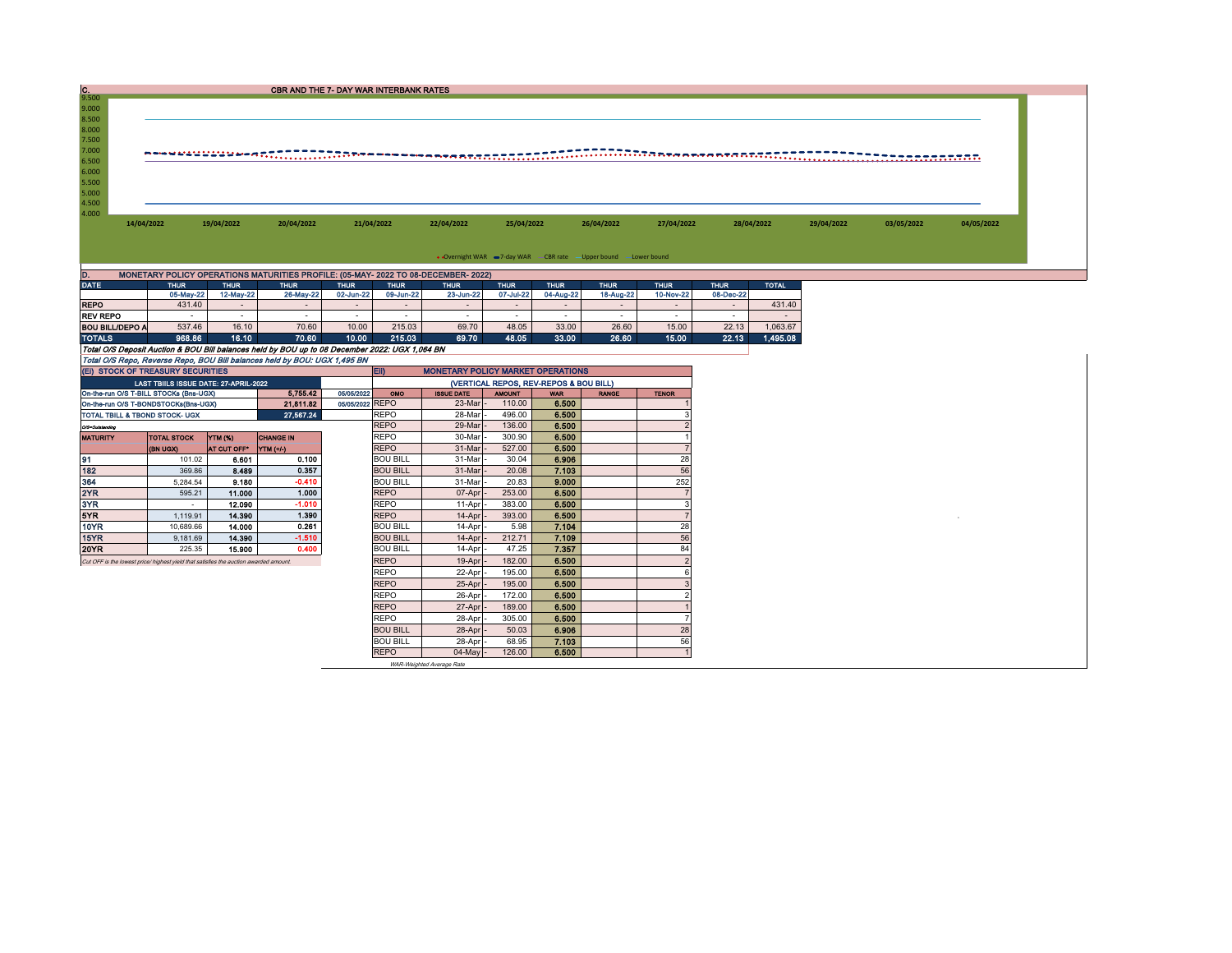## C. CBR AND THE 7- DAY WAR INTERBANK RATES

9.500
9.000
8.500
8.000
7.500
7.000
6.500
6.000
5.500
5.000
4.500
4.000

14/04/2022 19/04/2022 20/04/2022 21/04/2022 22/04/2022 25/04/2022 26/04/2022 27/04/2022 28/04/2022 29/04/2022 03/05/2022 04/05/2022

Overnight WAR, 7-day WAR, CBR rate, Upper bound, Lower bound

## D. MONETARY POLICY OPERATIONS MATURITIES PROFILE: (05-MAY- 2022 TO 08-DECEMBER- 2022)

| DATE | THUR | THUR | THUR | THUR | THUR | THUR | THUR | THUR | THUR | THUR | THUR | TOTAL |
|---|---|---|---|---|---|---|---|---|---|---|---|---|
| | 05-May-22 | 12-May-22 | 26-May-22 | 02-Jun-22 | 09-Jun-22 | 23-Jun-22 | 07-Jul-22 | 04-Aug-22 | 18-Aug-22 | 10-Nov-22 | 08-Dec-22 | |
| REPO | 431.40 | - | - | - | - | - | - | - | - | - | - | 431.40 |
| REV REPO | - | - | - | - | - | - | - | - | - | - | - | - |
| BOU BILL/DEPO A | 537.46 | 16.10 | 70.60 | 10.00 | 215.03 | 69.70 | 48.05 | 33.00 | 26.60 | 15.00 | 22.13 | 1,063.67 |
| **TOTALS** | **968.86** | **16.10** | **70.60** | **10.00** | **215.03** | **69.70** | **48.05** | **33.00** | **26.60** | **15.00** | **22.13** | **1,495.08** |

*Total O/S Deposit Auction & BOU Bill balances held by BOU up to 08 December 2022: UGX 1,064 BN*

*Total O/S Repo, Reverse Repo, BOU Bill balances held by BOU: UGX 1,495 BN*

### (EI) STOCK OF TREASURY SECURITIES

| LAST TBIILS ISSUE DATE: 27-APRIL-2022 | | |
|---|---|---|
| On-the-run O/S T-BILL STOCKs (Bns-UGX) | 5,755.42 | 05/05/2022 |
| On-the-run O/S T-BONDSTOCKs(Bns-UGX) | 21,811.82 | 05/05/2022 |
| TOTAL TBILL & TBOND STOCK- UGX | 27,567.24 | |

*O/S=Outstanding*

| MATURITY | TOTAL STOCK (BN UGX) | YTM (%) AT CUT OFF* | CHANGE IN YTM (+/-) |
|---|---|---|---|
| 91 | 101.02 | 6.601 | 0.100 |
| 182 | 369.86 | 8.489 | 0.357 |
| 364 | 5,284.54 | 9.180 | -0.410 |
| 2YR | 595.21 | 11.000 | 1.000 |
| 3YR | - | 12.090 | -1.010 |
| 5YR | 1,119.91 | 14.390 | 1.390 |
| 10YR | 10,689.66 | 14.000 | 0.261 |
| 15YR | 9,181.69 | 14.390 | -1.510 |
| 20YR | 225.35 | 15.900 | 0.400 |

*Cut OFF is the lowest price/ highest yield that satisfies the auction awarded amount.*

### EII) MONETARY POLICY MARKET OPERATIONS

(VERTICAL REPOS, REV-REPOS & BOU BILL)

| OMO | ISSUE DATE | AMOUNT | WAR | RANGE | TENOR |
|---|---|---|---|---|---|
| REPO | 23-Mar | 110.00 | 6.500 | | 1 |
| REPO | 28-Mar | 496.00 | 6.500 | | 3 |
| REPO | 29-Mar | 136.00 | 6.500 | | 2 |
| REPO | 30-Mar | 300.90 | 6.500 | | 1 |
| REPO | 31-Mar | 527.00 | 6.500 | | 7 |
| BOU BILL | 31-Mar | 30.04 | 6.906 | | 28 |
| BOU BILL | 31-Mar | 20.08 | 7.103 | | 56 |
| BOU BILL | 31-Mar | 20.83 | 9.000 | | 252 |
| REPO | 07-Apr | 253.00 | 6.500 | | 7 |
| REPO | 11-Apr | 383.00 | 6.500 | | 3 |
| REPO | 14-Apr | 393.00 | 6.500 | | 7 |
| BOU BILL | 14-Apr | 5.98 | 7.104 | | 28 |
| BOU BILL | 14-Apr | 212.71 | 7.109 | | 56 |
| BOU BILL | 14-Apr | 47.25 | 7.357 | | 84 |
| REPO | 19-Apr | 182.00 | 6.500 | | 2 |
| REPO | 22-Apr | 195.00 | 6.500 | | 6 |
| REPO | 25-Apr | 195.00 | 6.500 | | 3 |
| REPO | 26-Apr | 172.00 | 6.500 | | 2 |
| REPO | 27-Apr | 189.00 | 6.500 | | 1 |
| REPO | 28-Apr | 305.00 | 6.500 | | 7 |
| BOU BILL | 28-Apr | 50.03 | 6.906 | | 28 |
| BOU BILL | 28-Apr | 68.95 | 7.103 | | 56 |
| REPO | 04-May | 126.00 | 6.500 | | 1 |

*WAR-Weighted Average Rate*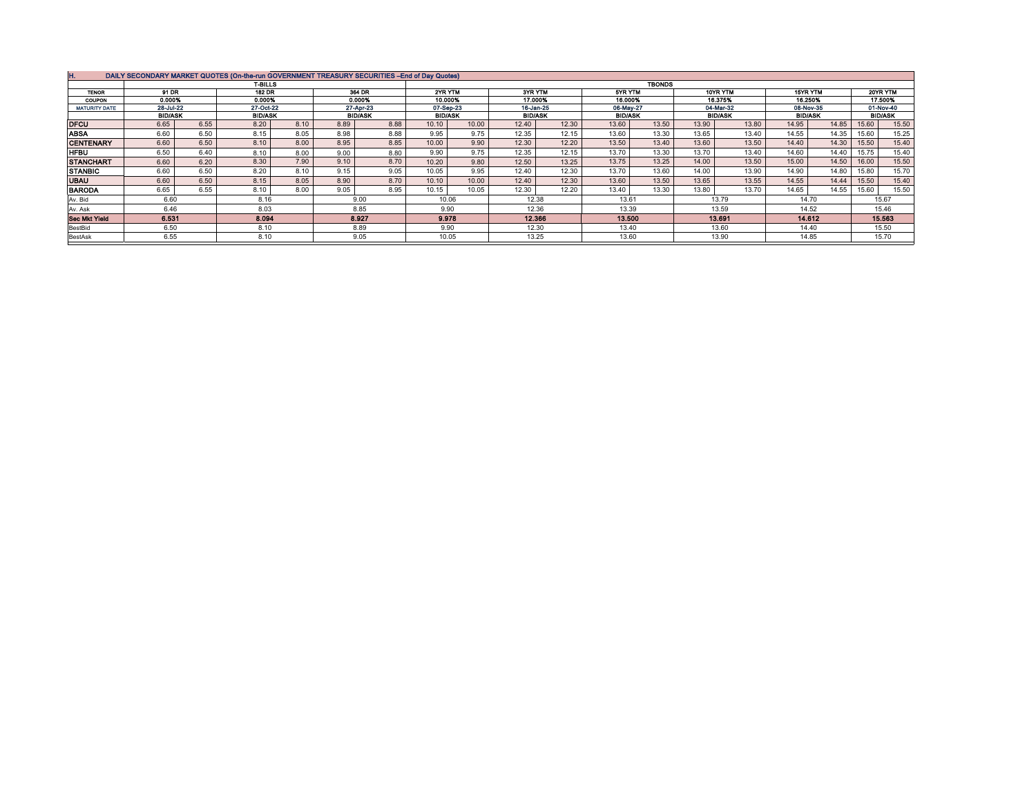## H. DAILY SECONDARY MARKET QUOTES (On-the-run GOVERNMENT TREASURY SECURITIES –End of Day Quotes)

| | T-BILLS | | | | | | TBONDS | | | | | | | | | | | |
|---|---|---|---|---|---|---|---|---|---|---|---|---|---|---|---|---|---|---|
| TENOR | 91 DR | | 182 DR | | 364 DR | | 2YR YTM | | 3YR YTM | | 5YR YTM | | 10YR YTM | | 15YR YTM | | 20YR YTM | |
| COUPON | 0.000% | | 0.000% | | 0.000% | | 10.000% | | 17.000% | | 16.000% | | 16.375% | | 16.250% | | 17.500% | |
| MATURITY DATE | 28-Jul-22 | | 27-Oct-22 | | 27-Apr-23 | | 07-Sep-23 | | 16-Jan-25 | | 06-May-27 | | 04-Mar-32 | | 08-Nov-35 | | 01-Nov-40 | |
| | BID/ASK | | BID/ASK | | BID/ASK | | BID/ASK | | BID/ASK | | BID/ASK | | BID/ASK | | BID/ASK | | BID/ASK | |
| **DFCU** | 6.65 | 6.55 | 8.20 | 8.10 | 8.89 | 8.88 | 10.10 | 10.00 | 12.40 | 12.30 | 13.60 | 13.50 | 13.90 | 13.80 | 14.95 | 14.85 | 15.60 | 15.50 |
| **ABSA** | 6.60 | 6.50 | 8.15 | 8.05 | 8.98 | 8.88 | 9.95 | 9.75 | 12.35 | 12.15 | 13.60 | 13.30 | 13.65 | 13.40 | 14.55 | 14.35 | 15.60 | 15.25 |
| **CENTENARY** | 6.60 | 6.50 | 8.10 | 8.00 | 8.95 | 8.85 | 10.00 | 9.90 | 12.30 | 12.20 | 13.50 | 13.40 | 13.60 | 13.50 | 14.40 | 14.30 | 15.50 | 15.40 |
| **HFBU** | 6.50 | 6.40 | 8.10 | 8.00 | 9.00 | 8.80 | 9.90 | 9.75 | 12.35 | 12.15 | 13.70 | 13.30 | 13.70 | 13.40 | 14.60 | 14.40 | 15.75 | 15.40 |
| **STANCHART** | 6.60 | 6.20 | 8.30 | 7.90 | 9.10 | 8.70 | 10.20 | 9.80 | 12.50 | 13.25 | 13.75 | 13.25 | 14.00 | 13.50 | 15.00 | 14.50 | 16.00 | 15.50 |
| **STANBIC** | 6.60 | 6.50 | 8.20 | 8.10 | 9.15 | 9.05 | 10.05 | 9.95 | 12.40 | 12.30 | 13.70 | 13.60 | 14.00 | 13.90 | 14.90 | 14.80 | 15.80 | 15.70 |
| **UBAU** | 6.60 | 6.50 | 8.15 | 8.05 | 8.90 | 8.70 | 10.10 | 10.00 | 12.40 | 12.30 | 13.60 | 13.50 | 13.65 | 13.55 | 14.55 | 14.44 | 15.50 | 15.40 |
| **BARODA** | 6.65 | 6.55 | 8.10 | 8.00 | 9.05 | 8.95 | 10.15 | 10.05 | 12.30 | 12.20 | 13.40 | 13.30 | 13.80 | 13.70 | 14.65 | 14.55 | 15.60 | 15.50 |
| Av. Bid | 6.60 | | 8.16 | | 9.00 | | 10.06 | | 12.38 | | 13.61 | | 13.79 | | 14.70 | | 15.67 | |
| Av. Ask | 6.46 | | 8.03 | | 8.85 | | 9.90 | | 12.36 | | 13.39 | | 13.59 | | 14.52 | | 15.46 | |
| **Sec Mkt Yield** | **6.531** | | **8.094** | | **8.927** | | **9.978** | | **12.366** | | **13.500** | | **13.691** | | **14.612** | | **15.563** | |
| BestBid | 6.50 | | 8.10 | | 8.89 | | 9.90 | | 12.30 | | 13.40 | | 13.60 | | 14.40 | | 15.50 | |
| BestAsk | 6.55 | | 8.10 | | 9.05 | | 10.05 | | 13.25 | | 13.60 | | 13.90 | | 14.85 | | 15.70 | |